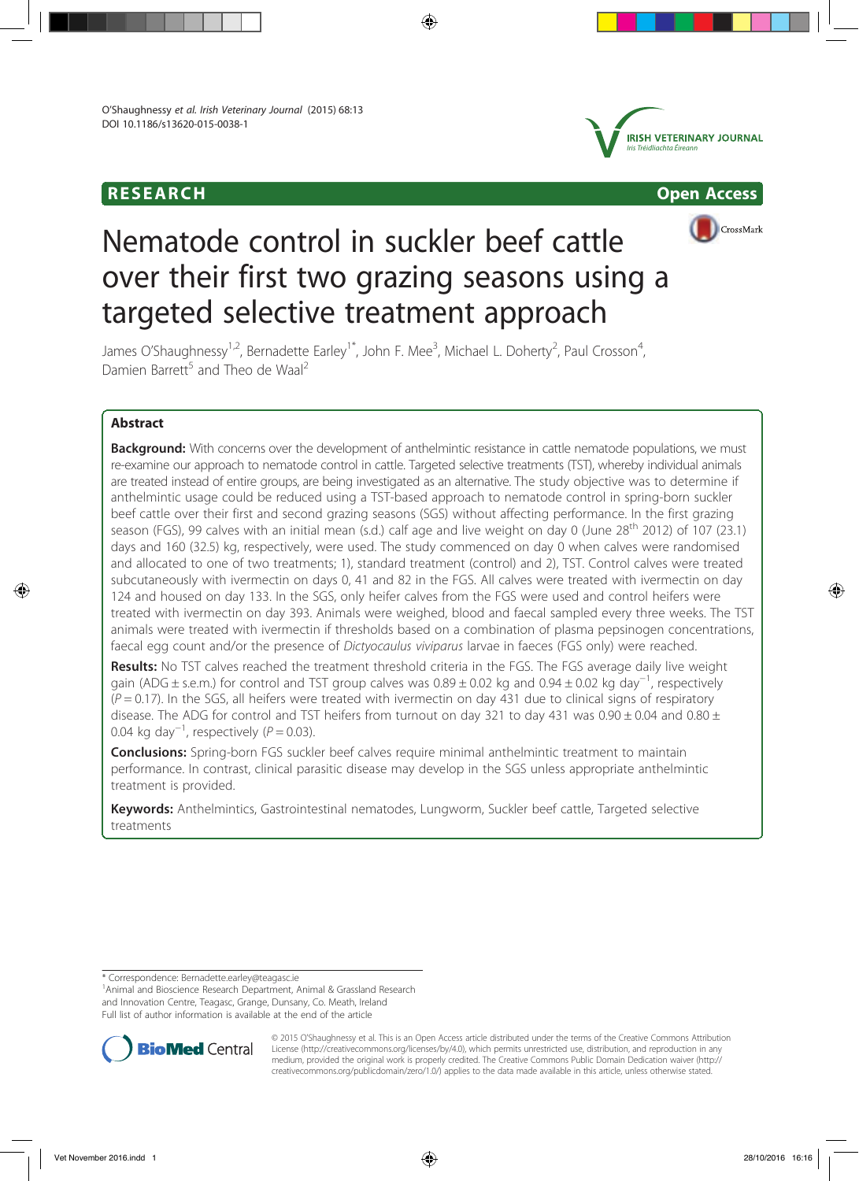RESEARCH **Open Access**

# Nematode control in suckler beef cattle over their first two grazing seasons using a targeted selective treatment approach

James O'Shaughnessy[1,2], Bernadette Earley[1*], John F. Mee[3], Michael L. Doherty[2], Paul Crosson[4], Damien Barrett[5] and Theo de Waal[2]

## Abstract

**Background:** With concerns over the development of anthelmintic resistance in cattle nematode populations, we must re-examine our approach to nematode control in cattle. Targeted selective treatments (TST), whereby individual animals are treated instead of entire groups, are being investigated as an alternative. The study objective was to determine if anthelmintic usage could be reduced using a TST-based approach to nematode control in spring-born suckler beef cattle over their first and second grazing seasons (SGS) without affecting performance. In the first grazing season (FGS), 99 calves with an initial mean (s.d.) calf age and live weight on day 0 (June 28th 2012) of 107 (23.1) days and 160 (32.5) kg, respectively, were used. The study commenced on day 0 when calves were randomised and allocated to one of two treatments; 1), standard treatment (control) and 2), TST. Control calves were treated subcutaneously with ivermectin on days 0, 41 and 82 in the FGS. All calves were treated with ivermectin on day 124 and housed on day 133. In the SGS, only heifer calves from the FGS were used and control heifers were treated with ivermectin on day 393. Animals were weighed, blood and faecal sampled every three weeks. The TST animals were treated with ivermectin if thresholds based on a combination of plasma pepsinogen concentrations, faecal egg count and/or the presence of *Dictyocaulus viviparus* larvae in faeces (FGS only) were reached.

**Results:** No TST calves reached the treatment threshold criteria in the FGS. The FGS average daily live weight gain (ADG ± s.e.m.) for control and TST group calves was 0.89 ± 0.02 kg and 0.94 ± 0.02 kg day$^{-1}$, respectively ($P = 0.17$). In the SGS, all heifers were treated with ivermectin on day 431 due to clinical signs of respiratory disease. The ADG for control and TST heifers from turnout on day 321 to day 431 was 0.90 ± 0.04 and 0.80 ± 0.04 kg day$^{-1}$, respectively ($P = 0.03$).

**Conclusions:** Spring-born FGS suckler beef calves require minimal anthelmintic treatment to maintain performance. In contrast, clinical parasitic disease may develop in the SGS unless appropriate anthelmintic treatment is provided.

**Keywords:** Anthelmintics, Gastrointestinal nematodes, Lungworm, Suckler beef cattle, Targeted selective treatments

---

\* Correspondence: Bernadette.earley@teagasc.ie
[1]Animal and Bioscience Research Department, Animal & Grassland Research and Innovation Centre, Teagasc, Grange, Dunsany, Co. Meath, Ireland
Full list of author information is available at the end of the article

© 2015 O'Shaughnessy et al. This is an Open Access article distributed under the terms of the Creative Commons Attribution License (http://creativecommons.org/licenses/by/4.0), which permits unrestricted use, distribution, and reproduction in any medium, provided the original work is properly credited. The Creative Commons Public Domain Dedication waiver (http://creativecommons.org/publicdomain/zero/1.0/) applies to the data made available in this article, unless otherwise stated.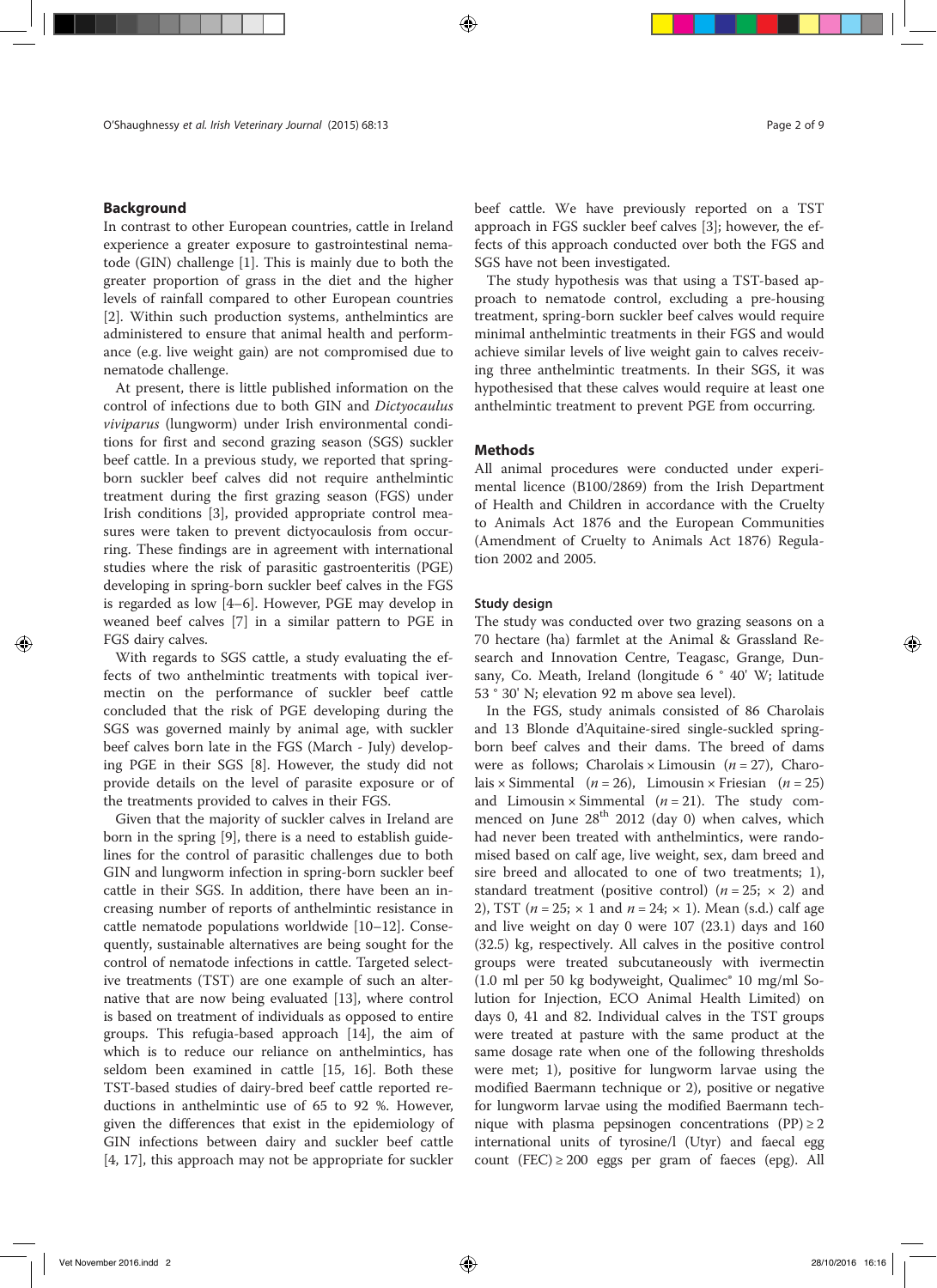## Background

In contrast to other European countries, cattle in Ireland experience a greater exposure to gastrointestinal nematode (GIN) challenge [1]. This is mainly due to both the greater proportion of grass in the diet and the higher levels of rainfall compared to other European countries [2]. Within such production systems, anthelmintics are administered to ensure that animal health and performance (e.g. live weight gain) are not compromised due to nematode challenge.

At present, there is little published information on the control of infections due to both GIN and *Dictyocaulus viviparus* (lungworm) under Irish environmental conditions for first and second grazing season (SGS) suckler beef cattle. In a previous study, we reported that spring-born suckler beef calves did not require anthelmintic treatment during the first grazing season (FGS) under Irish conditions [3], provided appropriate control measures were taken to prevent dictyocaulosis from occurring. These findings are in agreement with international studies where the risk of parasitic gastroenteritis (PGE) developing in spring-born suckler beef calves in the FGS is regarded as low [4–6]. However, PGE may develop in weaned beef calves [7] in a similar pattern to PGE in FGS dairy calves.

With regards to SGS cattle, a study evaluating the effects of two anthelmintic treatments with topical ivermectin on the performance of suckler beef cattle concluded that the risk of PGE developing during the SGS was governed mainly by animal age, with suckler beef calves born late in the FGS (March - July) developing PGE in their SGS [8]. However, the study did not provide details on the level of parasite exposure or of the treatments provided to calves in their FGS.

Given that the majority of suckler calves in Ireland are born in the spring [9], there is a need to establish guidelines for the control of parasitic challenges due to both GIN and lungworm infection in spring-born suckler beef cattle in their SGS. In addition, there have been an increasing number of reports of anthelmintic resistance in cattle nematode populations worldwide [10–12]. Consequently, sustainable alternatives are being sought for the control of nematode infections in cattle. Targeted selective treatments (TST) are one example of such an alternative that are now being evaluated [13], where control is based on treatment of individuals as opposed to entire groups. This refugia-based approach [14], the aim of which is to reduce our reliance on anthelmintics, has seldom been examined in cattle [15, 16]. Both these TST-based studies of dairy-bred beef cattle reported reductions in anthelmintic use of 65 to 92 %. However, given the differences that exist in the epidemiology of GIN infections between dairy and suckler beef cattle [4, 17], this approach may not be appropriate for suckler beef cattle. We have previously reported on a TST approach in FGS suckler beef calves [3]; however, the effects of this approach conducted over both the FGS and SGS have not been investigated.

The study hypothesis was that using a TST-based approach to nematode control, excluding a pre-housing treatment, spring-born suckler beef calves would require minimal anthelmintic treatments in their FGS and would achieve similar levels of live weight gain to calves receiving three anthelmintic treatments. In their SGS, it was hypothesised that these calves would require at least one anthelmintic treatment to prevent PGE from occurring.

## Methods

All animal procedures were conducted under experimental licence (B100/2869) from the Irish Department of Health and Children in accordance with the Cruelty to Animals Act 1876 and the European Communities (Amendment of Cruelty to Animals Act 1876) Regulation 2002 and 2005.

### Study design

The study was conducted over two grazing seasons on a 70 hectare (ha) farmlet at the Animal & Grassland Research and Innovation Centre, Teagasc, Grange, Dunsany, Co. Meath, Ireland (longitude 6 ° 40' W; latitude 53 ° 30' N; elevation 92 m above sea level).

In the FGS, study animals consisted of 86 Charolais and 13 Blonde d'Aquitaine-sired single-suckled spring-born beef calves and their dams. The breed of dams were as follows; Charolais × Limousin ($n = 27$), Charolais × Simmental ($n = 26$), Limousin × Friesian ($n = 25$) and Limousin × Simmental ($n = 21$). The study commenced on June 28[th] 2012 (day 0) when calves, which had never been treated with anthelmintics, were randomised based on calf age, live weight, sex, dam breed and sire breed and allocated to one of two treatments; 1), standard treatment (positive control) ($n = 25$; × 2) and 2), TST ($n = 25$; × 1 and $n = 24$; × 1). Mean (s.d.) calf age and live weight on day 0 were 107 (23.1) days and 160 (32.5) kg, respectively. All calves in the positive control groups were treated subcutaneously with ivermectin (1.0 ml per 50 kg bodyweight, Qualimec® 10 mg/ml Solution for Injection, ECO Animal Health Limited) on days 0, 41 and 82. Individual calves in the TST groups were treated at pasture with the same product at the same dosage rate when one of the following thresholds were met; 1), positive for lungworm larvae using the modified Baermann technique or 2), positive or negative for lungworm larvae using the modified Baermann technique with plasma pepsinogen concentrations (PP) ≥ 2 international units of tyrosine/l (Utyr) and faecal egg count (FEC) ≥ 200 eggs per gram of faeces (epg). All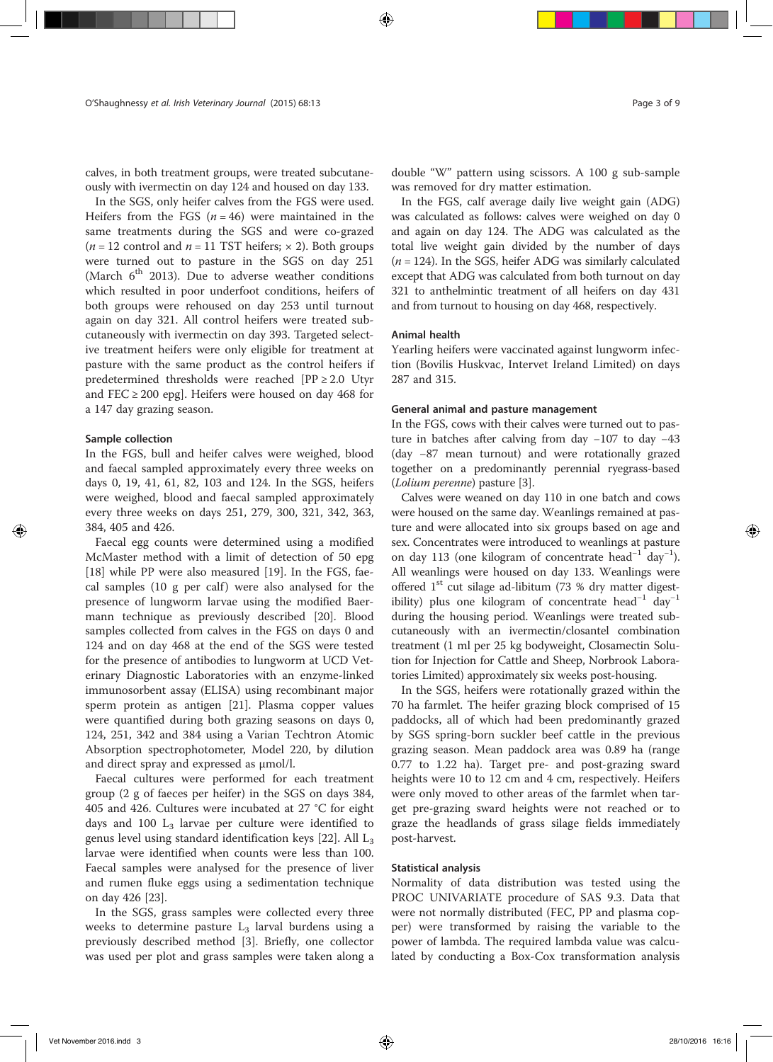calves, in both treatment groups, were treated subcutaneously with ivermectin on day 124 and housed on day 133.

In the SGS, only heifer calves from the FGS were used. Heifers from the FGS ($n = 46$) were maintained in the same treatments during the SGS and were co-grazed ($n = 12$ control and $n = 11$ TST heifers; × 2). Both groups were turned out to pasture in the SGS on day 251 (March 6[th] 2013). Due to adverse weather conditions which resulted in poor underfoot conditions, heifers of both groups were rehoused on day 253 until turnout again on day 321. All control heifers were treated subcutaneously with ivermectin on day 393. Targeted selective treatment heifers were only eligible for treatment at pasture with the same product as the control heifers if predetermined thresholds were reached [PP ≥ 2.0 Utyr and FEC ≥ 200 epg]. Heifers were housed on day 468 for a 147 day grazing season.

### Sample collection

In the FGS, bull and heifer calves were weighed, blood and faecal sampled approximately every three weeks on days 0, 19, 41, 61, 82, 103 and 124. In the SGS, heifers were weighed, blood and faecal sampled approximately every three weeks on days 251, 279, 300, 321, 342, 363, 384, 405 and 426.

Faecal egg counts were determined using a modified McMaster method with a limit of detection of 50 epg [18] while PP were also measured [19]. In the FGS, faecal samples (10 g per calf) were also analysed for the presence of lungworm larvae using the modified Baermann technique as previously described [20]. Blood samples collected from calves in the FGS on days 0 and 124 and on day 468 at the end of the SGS were tested for the presence of antibodies to lungworm at UCD Veterinary Diagnostic Laboratories with an enzyme-linked immunosorbent assay (ELISA) using recombinant major sperm protein as antigen [21]. Plasma copper values were quantified during both grazing seasons on days 0, 124, 251, 342 and 384 using a Varian Techtron Atomic Absorption spectrophotometer, Model 220, by dilution and direct spray and expressed as μmol/l.

Faecal cultures were performed for each treatment group (2 g of faeces per heifer) in the SGS on days 384, 405 and 426. Cultures were incubated at 27 °C for eight days and 100 $L_3$ larvae per culture were identified to genus level using standard identification keys [22]. All $L_3$ larvae were identified when counts were less than 100. Faecal samples were analysed for the presence of liver and rumen fluke eggs using a sedimentation technique on day 426 [23].

In the SGS, grass samples were collected every three weeks to determine pasture $L_3$ larval burdens using a previously described method [3]. Briefly, one collector was used per plot and grass samples were taken along a double "W" pattern using scissors. A 100 g sub-sample was removed for dry matter estimation.

In the FGS, calf average daily live weight gain (ADG) was calculated as follows: calves were weighed on day 0 and again on day 124. The ADG was calculated as the total live weight gain divided by the number of days ($n = 124$). In the SGS, heifer ADG was similarly calculated except that ADG was calculated from both turnout on day 321 to anthelmintic treatment of all heifers on day 431 and from turnout to housing on day 468, respectively.

### Animal health

Yearling heifers were vaccinated against lungworm infection (Bovilis Huskvac, Intervet Ireland Limited) on days 287 and 315.

### General animal and pasture management

In the FGS, cows with their calves were turned out to pasture in batches after calving from day −107 to day −43 (day −87 mean turnout) and were rotationally grazed together on a predominantly perennial ryegrass-based (*Lolium perenne*) pasture [3].

Calves were weaned on day 110 in one batch and cows were housed on the same day. Weanlings remained at pasture and were allocated into six groups based on age and sex. Concentrates were introduced to weanlings at pasture on day 113 (one kilogram of concentrate $head^{-1}$ $day^{-1}$). All weanlings were housed on day 133. Weanlings were offered 1[st] cut silage ad-libitum (73 % dry matter digestibility) plus one kilogram of concentrate $head^{-1}$ $day^{-1}$ during the housing period. Weanlings were treated subcutaneously with an ivermectin/closantel combination treatment (1 ml per 25 kg bodyweight, Closamectin Solution for Injection for Cattle and Sheep, Norbrook Laboratories Limited) approximately six weeks post-housing.

In the SGS, heifers were rotationally grazed within the 70 ha farmlet. The heifer grazing block comprised of 15 paddocks, all of which had been predominantly grazed by SGS spring-born suckler beef cattle in the previous grazing season. Mean paddock area was 0.89 ha (range 0.77 to 1.22 ha). Target pre- and post-grazing sward heights were 10 to 12 cm and 4 cm, respectively. Heifers were only moved to other areas of the farmlet when target pre-grazing sward heights were not reached or to graze the headlands of grass silage fields immediately post-harvest.

### Statistical analysis

Normality of data distribution was tested using the PROC UNIVARIATE procedure of SAS 9.3. Data that were not normally distributed (FEC, PP and plasma copper) were transformed by raising the variable to the power of lambda. The required lambda value was calculated by conducting a Box-Cox transformation analysis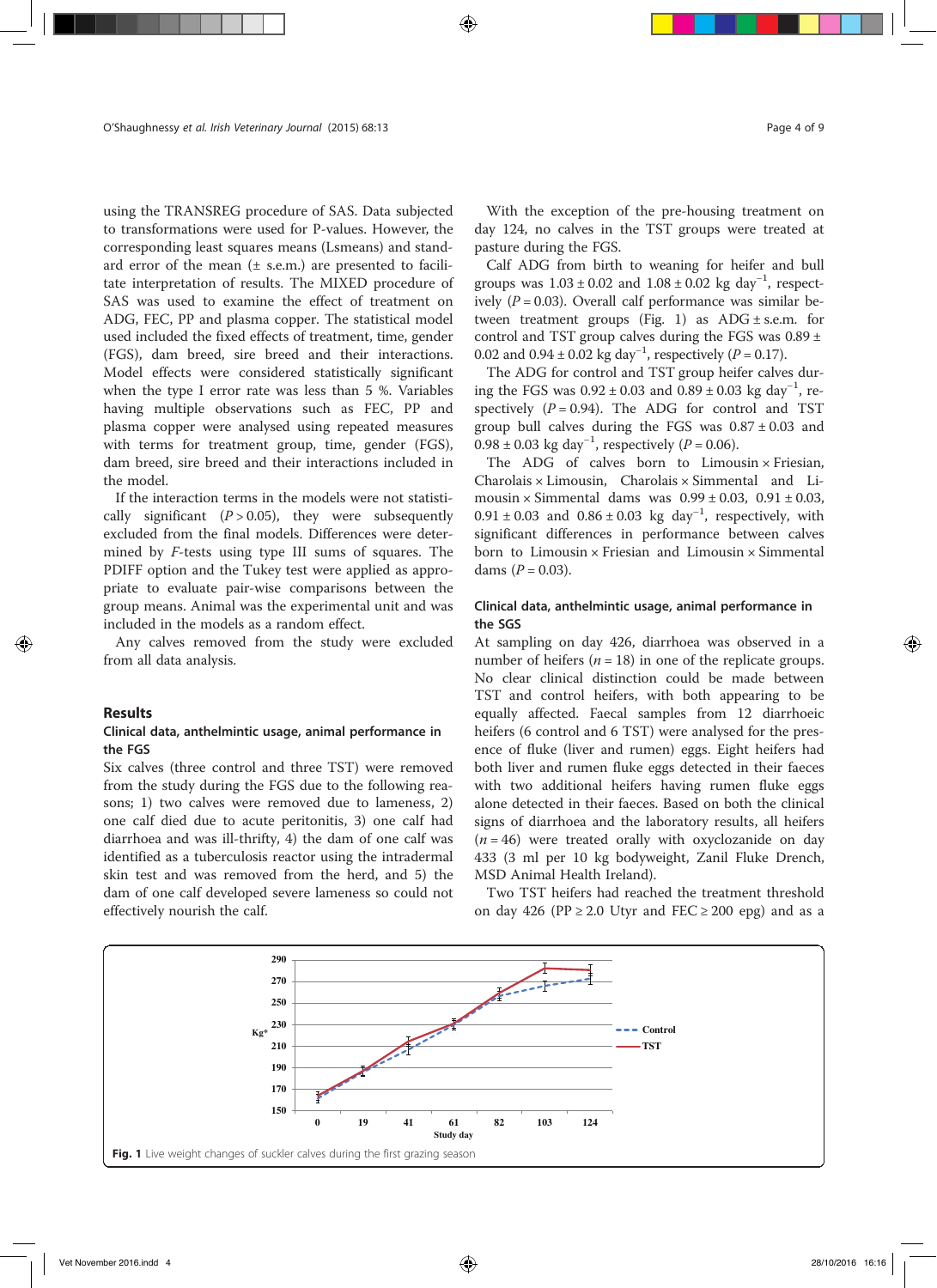using the TRANSREG procedure of SAS. Data subjected to transformations were used for P-values. However, the corresponding least squares means (Lsmeans) and standard error of the mean (± s.e.m.) are presented to facilitate interpretation of results. The MIXED procedure of SAS was used to examine the effect of treatment on ADG, FEC, PP and plasma copper. The statistical model used included the fixed effects of treatment, time, gender (FGS), dam breed, sire breed and their interactions. Model effects were considered statistically significant when the type I error rate was less than 5 %. Variables having multiple observations such as FEC, PP and plasma copper were analysed using repeated measures with terms for treatment group, time, gender (FGS), dam breed, sire breed and their interactions included in the model.

If the interaction terms in the models were not statistically significant ($P > 0.05$), they were subsequently excluded from the final models. Differences were determined by *F*-tests using type III sums of squares. The PDIFF option and the Tukey test were applied as appropriate to evaluate pair-wise comparisons between the group means. Animal was the experimental unit and was included in the models as a random effect.

Any calves removed from the study were excluded from all data analysis.

## Results

### Clinical data, anthelmintic usage, animal performance in the FGS

Six calves (three control and three TST) were removed from the study during the FGS due to the following reasons; 1) two calves were removed due to lameness, 2) one calf died due to acute peritonitis, 3) one calf had diarrhoea and was ill-thrifty, 4) the dam of one calf was identified as a tuberculosis reactor using the intradermal skin test and was removed from the herd, and 5) the dam of one calf developed severe lameness so could not effectively nourish the calf.

With the exception of the pre-housing treatment on day 124, no calves in the TST groups were treated at pasture during the FGS.

Calf ADG from birth to weaning for heifer and bull groups was $1.03 \pm 0.02$ and $1.08 \pm 0.02$ kg day$^{-1}$, respectively ($P = 0.03$). Overall calf performance was similar between treatment groups (Fig. 1) as ADG ± s.e.m. for control and TST group calves during the FGS was $0.89 \pm 0.02$ and $0.94 \pm 0.02$ kg day$^{-1}$, respectively ($P = 0.17$).

The ADG for control and TST group heifer calves during the FGS was $0.92 \pm 0.03$ and $0.89 \pm 0.03$ kg day$^{-1}$, respectively ($P = 0.94$). The ADG for control and TST group bull calves during the FGS was $0.87 \pm 0.03$ and $0.98 \pm 0.03$ kg day$^{-1}$, respectively ($P = 0.06$).

The ADG of calves born to Limousin × Friesian, Charolais × Limousin, Charolais × Simmental and Limousin × Simmental dams was $0.99 \pm 0.03$, $0.91 \pm 0.03$, $0.91 \pm 0.03$ and $0.86 \pm 0.03$ kg day$^{-1}$, respectively, with significant differences in performance between calves born to Limousin × Friesian and Limousin × Simmental dams ($P = 0.03$).

### Clinical data, anthelmintic usage, animal performance in the SGS

At sampling on day 426, diarrhoea was observed in a number of heifers ($n = 18$) in one of the replicate groups. No clear clinical distinction could be made between TST and control heifers, with both appearing to be equally affected. Faecal samples from 12 diarrhoeic heifers (6 control and 6 TST) were analysed for the presence of fluke (liver and rumen) eggs. Eight heifers had both liver and rumen fluke eggs detected in their faeces with two additional heifers having rumen fluke eggs alone detected in their faeces. Based on both the clinical signs of diarrhoea and the laboratory results, all heifers ($n = 46$) were treated orally with oxyclozanide on day 433 (3 ml per 10 kg bodyweight, Zanil Fluke Drench, MSD Animal Health Ireland).

Two TST heifers had reached the treatment threshold on day 426 (PP ≥ 2.0 Utyr and FEC ≥ 200 epg) and as a

**Fig. 1** Live weight changes of suckler calves during the first grazing season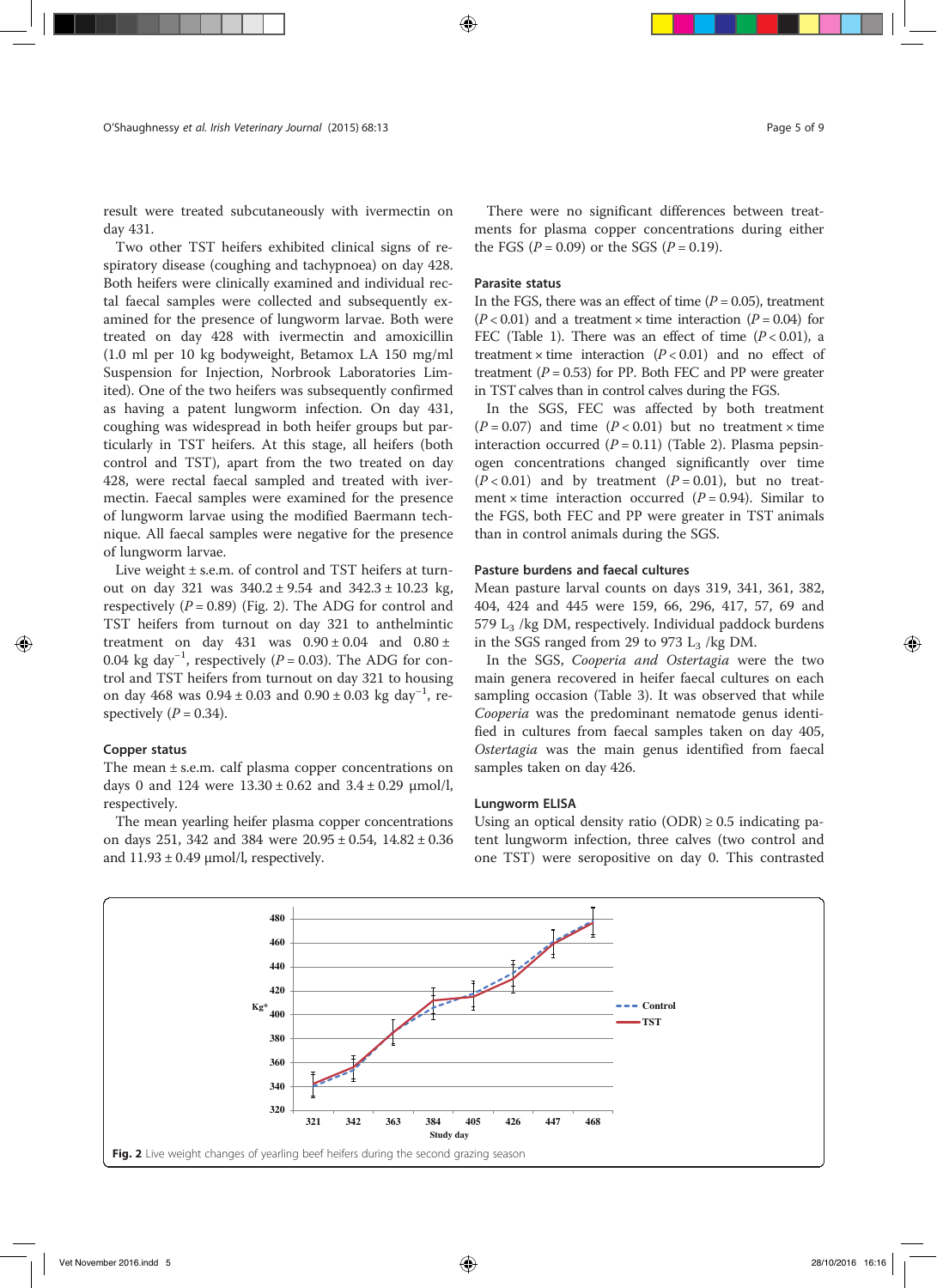result were treated subcutaneously with ivermectin on day 431.

Two other TST heifers exhibited clinical signs of respiratory disease (coughing and tachypnoea) on day 428. Both heifers were clinically examined and individual rectal faecal samples were collected and subsequently examined for the presence of lungworm larvae. Both were treated on day 428 with ivermectin and amoxicillin (1.0 ml per 10 kg bodyweight, Betamox LA 150 mg/ml Suspension for Injection, Norbrook Laboratories Limited). One of the two heifers was subsequently confirmed as having a patent lungworm infection. On day 431, coughing was widespread in both heifer groups but particularly in TST heifers. At this stage, all heifers (both control and TST), apart from the two treated on day 428, were rectal faecal sampled and treated with ivermectin. Faecal samples were examined for the presence of lungworm larvae using the modified Baermann technique. All faecal samples were negative for the presence of lungworm larvae.

Live weight ± s.e.m. of control and TST heifers at turnout on day 321 was 340.2 ± 9.54 and 342.3 ± 10.23 kg, respectively ($P = 0.89$) (Fig. 2). The ADG for control and TST heifers from turnout on day 321 to anthelmintic treatment on day 431 was 0.90 ± 0.04 and 0.80 ± 0.04 kg day$^{-1}$, respectively ($P = 0.03$). The ADG for control and TST heifers from turnout on day 321 to housing on day 468 was 0.94 ± 0.03 and 0.90 ± 0.03 kg day$^{-1}$, respectively ($P = 0.34$).

### Copper status

The mean ± s.e.m. calf plasma copper concentrations on days 0 and 124 were 13.30 ± 0.62 and 3.4 ± 0.29 μmol/l, respectively.

The mean yearling heifer plasma copper concentrations on days 251, 342 and 384 were 20.95 ± 0.54, 14.82 ± 0.36 and 11.93 ± 0.49 μmol/l, respectively.

There were no significant differences between treatments for plasma copper concentrations during either the FGS ($P = 0.09$) or the SGS ($P = 0.19$).

### Parasite status

In the FGS, there was an effect of time ($P = 0.05$), treatment ($P < 0.01$) and a treatment × time interaction ($P = 0.04$) for FEC (Table 1). There was an effect of time ($P < 0.01$), a treatment × time interaction ($P < 0.01$) and no effect of treatment ($P = 0.53$) for PP. Both FEC and PP were greater in TST calves than in control calves during the FGS.

In the SGS, FEC was affected by both treatment ($P = 0.07$) and time ($P < 0.01$) but no treatment × time interaction occurred ($P = 0.11$) (Table 2). Plasma pepsinogen concentrations changed significantly over time ($P < 0.01$) and by treatment ($P = 0.01$), but no treatment × time interaction occurred ($P = 0.94$). Similar to the FGS, both FEC and PP were greater in TST animals than in control animals during the SGS.

### Pasture burdens and faecal cultures

Mean pasture larval counts on days 319, 341, 361, 382, 404, 424 and 445 were 159, 66, 296, 417, 57, 69 and 579 $L_3$ /kg DM, respectively. Individual paddock burdens in the SGS ranged from 29 to 973 $L_3$ /kg DM.

In the SGS, *Cooperia and Ostertagia* were the two main genera recovered in heifer faecal cultures on each sampling occasion (Table 3). It was observed that while *Cooperia* was the predominant nematode genus identified in cultures from faecal samples taken on day 405, *Ostertagia* was the main genus identified from faecal samples taken on day 426.

### Lungworm ELISA

Using an optical density ratio (ODR) ≥ 0.5 indicating patent lungworm infection, three calves (two control and one TST) were seropositive on day 0. This contrasted

**Fig. 2** Live weight changes of yearling beef heifers during the second grazing season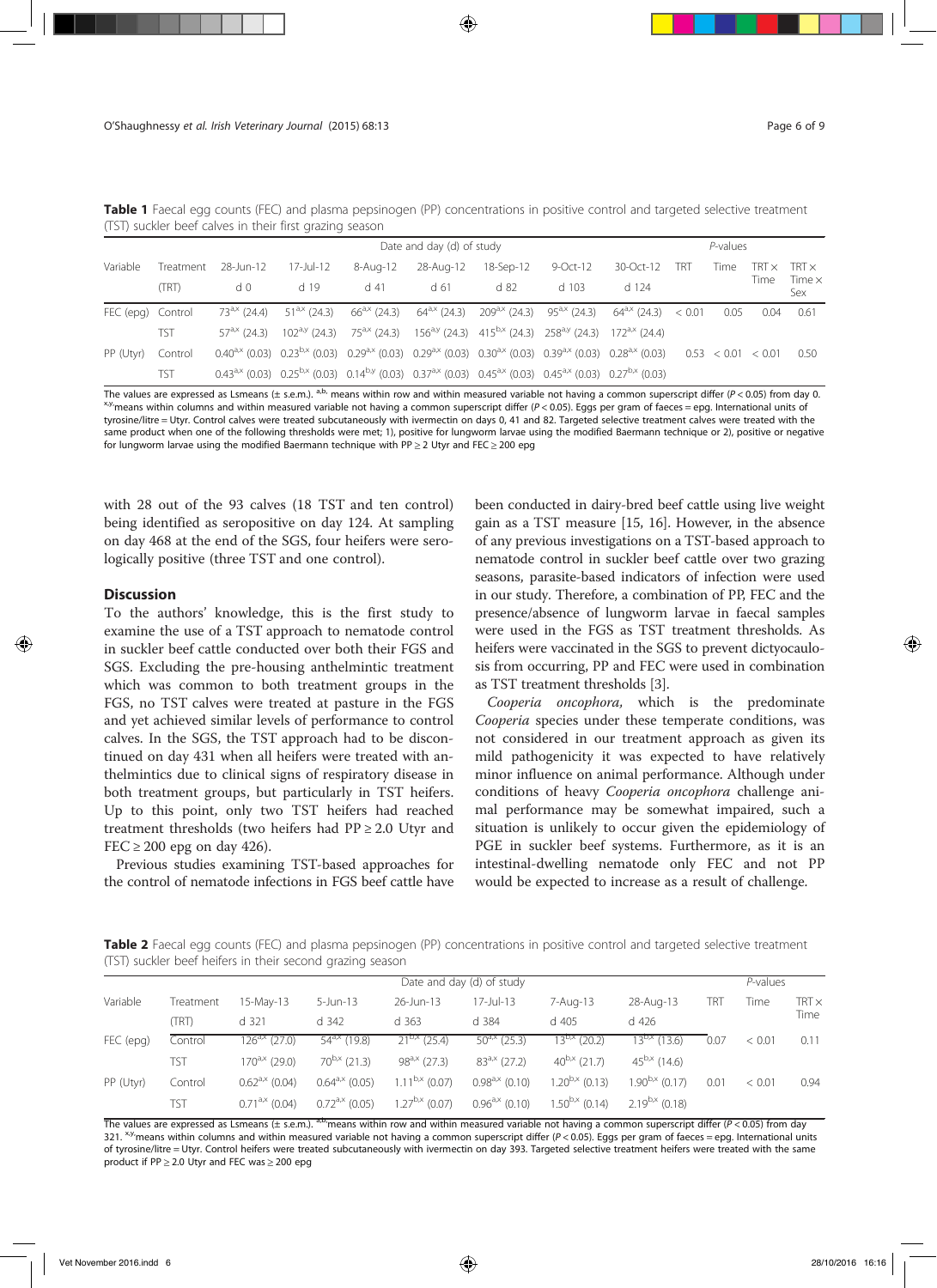**Table 1** Faecal egg counts (FEC) and plasma pepsinogen (PP) concentrations in positive control and targeted selective treatment (TST) suckler beef calves in their first grazing season

| Variable | Treatment | Date and day (d) of study | | | | | | | P-values | | | |
|---|---|---|---|---|---|---|---|---|---|---|---|---|
| | (TRT) | 28-Jun-12 d 0 | 17-Jul-12 d 19 | 8-Aug-12 d 41 | 28-Aug-12 d 61 | 18-Sep-12 d 82 | 9-Oct-12 d 103 | 30-Oct-12 d 124 | TRT | Time | TRT × Time | TRT × Time × Sex |
| FEC (epg) | Control | $73^{a,x}$ (24.4) | $51^{a,x}$ (24.3) | $66^{a,x}$ (24.3) | $64^{a,x}$ (24.3) | $209^{a,x}$ (24.3) | $95^{a,x}$ (24.3) | $64^{a,x}$ (24.3) | < 0.01 | 0.05 | 0.04 | 0.61 |
| | TST | $57^{a,x}$ (24.3) | $102^{a,y}$ (24.3) | $75^{a,x}$ (24.3) | $156^{a,y}$ (24.3) | $415^{b,x}$ (24.3) | $258^{a,y}$ (24.3) | $172^{a,x}$ (24.4) | | | | |
| PP (Utyr) | Control | $0.40^{a,x}$ (0.03) | $0.23^{b,x}$ (0.03) | $0.29^{a,x}$ (0.03) | $0.29^{a,x}$ (0.03) | $0.30^{a,x}$ (0.03) | $0.39^{a,x}$ (0.03) | $0.28^{a,x}$ (0.03) | 0.53 | < 0.01 | < 0.01 | 0.50 |
| | TST | $0.43^{a,x}$ (0.03) | $0.25^{b,x}$ (0.03) | $0.14^{b,y}$ (0.03) | $0.37^{a,x}$ (0.03) | $0.45^{a,x}$ (0.03) | $0.45^{a,x}$ (0.03) | $0.27^{b,x}$ (0.03) | | | | |

The values are expressed as Lsmeans (± s.e.m.). a,b, means within row and within measured variable not having a common superscript differ ($P < 0.05$) from day 0. x,y means within columns and within measured variable not having a common superscript differ ($P < 0.05$). Eggs per gram of faeces = epg. International units of tyrosine/litre = Utyr. Control calves were treated subcutaneously with ivermectin on days 0, 41 and 82. Targeted selective treatment calves were treated with the same product when one of the following thresholds were met; 1), positive for lungworm larvae using the modified Baermann technique or 2), positive or negative for lungworm larvae using the modified Baermann technique with PP ≥ 2 Utyr and FEC ≥ 200 epg

with 28 out of the 93 calves (18 TST and ten control) being identified as seropositive on day 124. At sampling on day 468 at the end of the SGS, four heifers were serologically positive (three TST and one control).

## Discussion

To the authors' knowledge, this is the first study to examine the use of a TST approach to nematode control in suckler beef cattle conducted over both their FGS and SGS. Excluding the pre-housing anthelmintic treatment which was common to both treatment groups in the FGS, no TST calves were treated at pasture in the FGS and yet achieved similar levels of performance to control calves. In the SGS, the TST approach had to be discontinued on day 431 when all heifers were treated with anthelmintics due to clinical signs of respiratory disease in both treatment groups, but particularly in TST heifers. Up to this point, only two TST heifers had reached treatment thresholds (two heifers had PP ≥ 2.0 Utyr and FEC ≥ 200 epg on day 426).

Previous studies examining TST-based approaches for the control of nematode infections in FGS beef cattle have been conducted in dairy-bred beef cattle using live weight gain as a TST measure [15, 16]. However, in the absence of any previous investigations on a TST-based approach to nematode control in suckler beef cattle over two grazing seasons, parasite-based indicators of infection were used in our study. Therefore, a combination of PP, FEC and the presence/absence of lungworm larvae in faecal samples were used in the FGS as TST treatment thresholds. As heifers were vaccinated in the SGS to prevent dictyocaulosis from occurring, PP and FEC were used in combination as TST treatment thresholds [3].

*Cooperia oncophora,* which is the predominate *Cooperia* species under these temperate conditions, was not considered in our treatment approach as given its mild pathogenicity it was expected to have relatively minor influence on animal performance. Although under conditions of heavy *Cooperia oncophora* challenge animal performance may be somewhat impaired, such a situation is unlikely to occur given the epidemiology of PGE in suckler beef systems. Furthermore, as it is an intestinal-dwelling nematode only FEC and not PP would be expected to increase as a result of challenge.

**Table 2** Faecal egg counts (FEC) and plasma pepsinogen (PP) concentrations in positive control and targeted selective treatment (TST) suckler beef heifers in their second grazing season

| Variable | Treatment | Date and day (d) of study | | | | | | P-values | | |
|---|---|---|---|---|---|---|---|---|---|---|
| | (TRT) | 15-May-13 d 321 | 5-Jun-13 d 342 | 26-Jun-13 d 363 | 17-Jul-13 d 384 | 7-Aug-13 d 405 | 28-Aug-13 d 426 | TRT | Time | TRT × Time |
| FEC (epg) | Control | $126^{a,x}$ (27.0) | $54^{a,x}$ (19.8) | $21^{b,x}$ (25.4) | $50^{a,x}$ (25.3) | $13^{b,x}$ (20.2) | $13^{b,x}$ (13.6) | 0.07 | < 0.01 | 0.11 |
| | TST | $170^{a,x}$ (29.0) | $70^{b,x}$ (21.3) | $98^{a,x}$ (27.3) | $83^{a,x}$ (27.2) | $40^{b,x}$ (21.7) | $45^{b,x}$ (14.6) | | | |
| PP (Utyr) | Control | $0.62^{a,x}$ (0.04) | $0.64^{a,x}$ (0.05) | $1.11^{b,x}$ (0.07) | $0.98^{a,x}$ (0.10) | $1.20^{b,x}$ (0.13) | $1.90^{b,x}$ (0.17) | 0.01 | < 0.01 | 0.94 |
| | TST | $0.71^{a,x}$ (0.04) | $0.72^{a,x}$ (0.05) | $1.27^{b,x}$ (0.07) | $0.96^{a,x}$ (0.10) | $1.50^{b,x}$ (0.14) | $2.19^{b,x}$ (0.18) | | | |

The values are expressed as Lsmeans (± s.e.m.). a,b means within row and within measured variable not having a common superscript differ ($P < 0.05$) from day 321. x,y means within columns and within measured variable not having a common superscript differ ($P < 0.05$). Eggs per gram of faeces = epg. International units of tyrosine/litre = Utyr. Control heifers were treated subcutaneously with ivermectin on day 393. Targeted selective treatment heifers were treated with the same product if PP ≥ 2.0 Utyr and FEC was ≥ 200 epg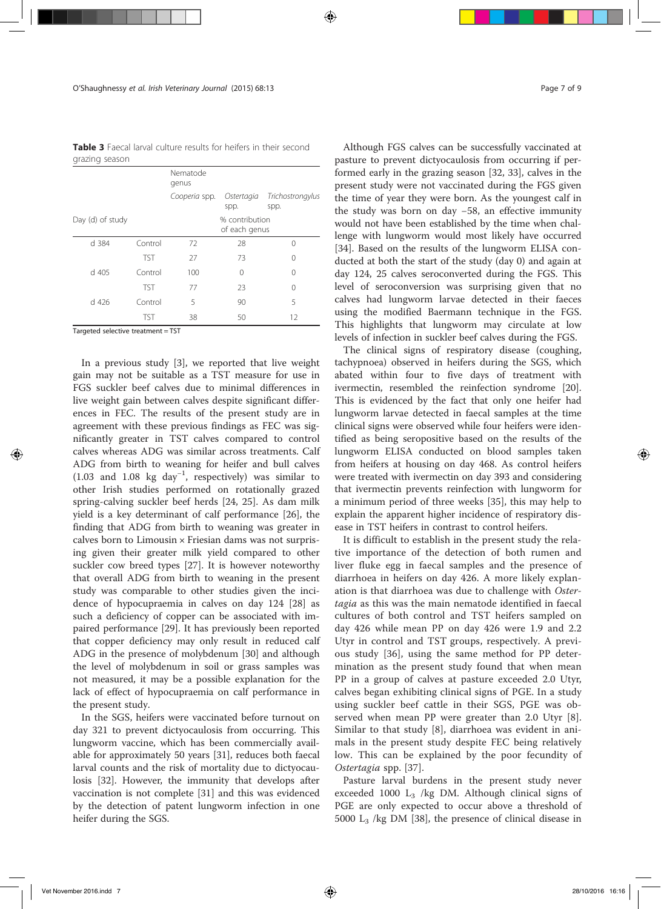**Table 3** Faecal larval culture results for heifers in their second grazing season

| | | Nematode genus | | |
|---|---|---|---|---|
| | | *Cooperia* spp. | *Ostertagia* spp. | *Trichostrongylus* spp. |
| Day (d) of study | | % contribution of each genus | | |
| d 384 | Control | 72 | 28 | 0 |
| | TST | 27 | 73 | 0 |
| d 405 | Control | 100 | 0 | 0 |
| | TST | 77 | 23 | 0 |
| d 426 | Control | 5 | 90 | 5 |
| | TST | 38 | 50 | 12 |

Targeted selective treatment = TST

In a previous study [3], we reported that live weight gain may not be suitable as a TST measure for use in FGS suckler beef calves due to minimal differences in live weight gain between calves despite significant differences in FEC. The results of the present study are in agreement with these previous findings as FEC was significantly greater in TST calves compared to control calves whereas ADG was similar across treatments. Calf ADG from birth to weaning for heifer and bull calves (1.03 and 1.08 kg day$^{-1}$, respectively) was similar to other Irish studies performed on rotationally grazed spring-calving suckler beef herds [24, 25]. As dam milk yield is a key determinant of calf performance [26], the finding that ADG from birth to weaning was greater in calves born to Limousin × Friesian dams was not surprising given their greater milk yield compared to other suckler cow breed types [27]. It is however noteworthy that overall ADG from birth to weaning in the present study was comparable to other studies given the incidence of hypocupraemia in calves on day 124 [28] as such a deficiency of copper can be associated with impaired performance [29]. It has previously been reported that copper deficiency may only result in reduced calf ADG in the presence of molybdenum [30] and although the level of molybdenum in soil or grass samples was not measured, it may be a possible explanation for the lack of effect of hypocupraemia on calf performance in the present study.

In the SGS, heifers were vaccinated before turnout on day 321 to prevent dictyocaulosis from occurring. This lungworm vaccine, which has been commercially available for approximately 50 years [31], reduces both faecal larval counts and the risk of mortality due to dictyocaulosis [32]. However, the immunity that develops after vaccination is not complete [31] and this was evidenced by the detection of patent lungworm infection in one heifer during the SGS.

Although FGS calves can be successfully vaccinated at pasture to prevent dictyocaulosis from occurring if performed early in the grazing season [32, 33], calves in the present study were not vaccinated during the FGS given the time of year they were born. As the youngest calf in the study was born on day −58, an effective immunity would not have been established by the time when challenge with lungworm would most likely have occurred [34]. Based on the results of the lungworm ELISA conducted at both the start of the study (day 0) and again at day 124, 25 calves seroconverted during the FGS. This level of seroconversion was surprising given that no calves had lungworm larvae detected in their faeces using the modified Baermann technique in the FGS. This highlights that lungworm may circulate at low levels of infection in suckler beef calves during the FGS.

The clinical signs of respiratory disease (coughing, tachypnoea) observed in heifers during the SGS, which abated within four to five days of treatment with ivermectin, resembled the reinfection syndrome [20]. This is evidenced by the fact that only one heifer had lungworm larvae detected in faecal samples at the time clinical signs were observed while four heifers were identified as being seropositive based on the results of the lungworm ELISA conducted on blood samples taken from heifers at housing on day 468. As control heifers were treated with ivermectin on day 393 and considering that ivermectin prevents reinfection with lungworm for a minimum period of three weeks [35], this may help to explain the apparent higher incidence of respiratory disease in TST heifers in contrast to control heifers.

It is difficult to establish in the present study the relative importance of the detection of both rumen and liver fluke egg in faecal samples and the presence of diarrhoea in heifers on day 426. A more likely explanation is that diarrhoea was due to challenge with *Ostertagia* as this was the main nematode identified in faecal cultures of both control and TST heifers sampled on day 426 while mean PP on day 426 were 1.9 and 2.2 Utyr in control and TST groups, respectively. A previous study [36], using the same method for PP determination as the present study found that when mean PP in a group of calves at pasture exceeded 2.0 Utyr, calves began exhibiting clinical signs of PGE. In a study using suckler beef cattle in their SGS, PGE was observed when mean PP were greater than 2.0 Utyr [8]. Similar to that study [8], diarrhoea was evident in animals in the present study despite FEC being relatively low. This can be explained by the poor fecundity of *Ostertagia* spp. [37].

Pasture larval burdens in the present study never exceeded 1000 $L_3$ /kg DM. Although clinical signs of PGE are only expected to occur above a threshold of 5000 $L_3$ /kg DM [38], the presence of clinical disease in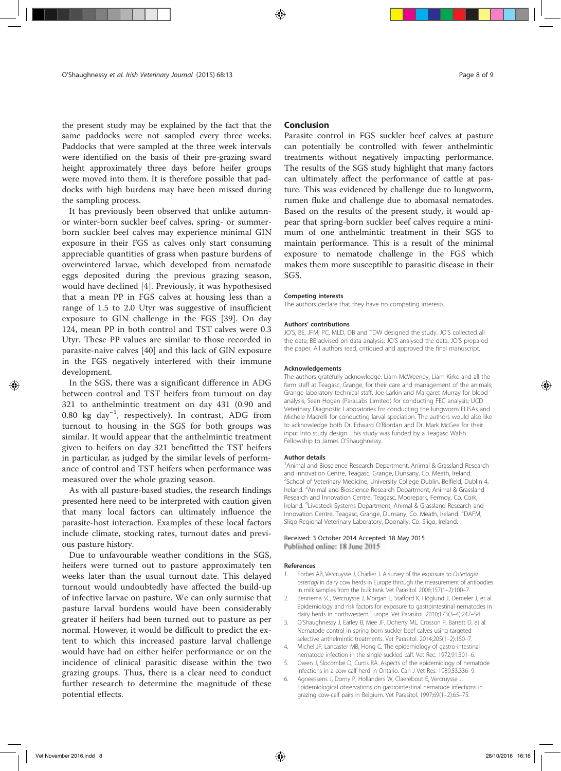the present study may be explained by the fact that the same paddocks were not sampled every three weeks. Paddocks that were sampled at the three week intervals were identified on the basis of their pre-grazing sward height approximately three days before heifer groups were moved into them. It is therefore possible that paddocks with high burdens may have been missed during the sampling process.

It has previously been observed that unlike autumn- or winter-born suckler beef calves, spring- or summer-born suckler beef calves may experience minimal GIN exposure in their FGS as calves only start consuming appreciable quantities of grass when pasture burdens of overwintered larvae, which developed from nematode eggs deposited during the previous grazing season, would have declined [4]. Previously, it was hypothesised that a mean PP in FGS calves at housing less than a range of 1.5 to 2.0 Utyr was suggestive of insufficient exposure to GIN challenge in the FGS [39]. On day 124, mean PP in both control and TST calves were 0.3 Utyr. These PP values are similar to those recorded in parasite-naive calves [40] and this lack of GIN exposure in the FGS negatively interfered with their immune development.

In the SGS, there was a significant difference in ADG between control and TST heifers from turnout on day 321 to anthelmintic treatment on day 431 (0.90 and 0.80 kg day$^{-1}$, respectively). In contrast, ADG from turnout to housing in the SGS for both groups was similar. It would appear that the anthelmintic treatment given to heifers on day 321 benefitted the TST heifers in particular, as judged by the similar levels of performance of control and TST heifers when performance was measured over the whole grazing season.

As with all pasture-based studies, the research findings presented here need to be interpreted with caution given that many local factors can ultimately influence the parasite-host interaction. Examples of these local factors include climate, stocking rates, turnout dates and previous pasture history.

Due to unfavourable weather conditions in the SGS, heifers were turned out to pasture approximately ten weeks later than the usual turnout date. This delayed turnout would undoubtedly have affected the build-up of infective larvae on pasture. We can only surmise that pasture larval burdens would have been considerably greater if heifers had been turned out to pasture as per normal. However, it would be difficult to predict the extent to which this increased pasture larval challenge would have had on either heifer performance or on the incidence of clinical parasitic disease within the two grazing groups. Thus, there is a clear need to conduct further research to determine the magnitude of these potential effects.

## Conclusion

Parasite control in FGS suckler beef calves at pasture can potentially be controlled with fewer anthelmintic treatments without negatively impacting performance. The results of the SGS study highlight that many factors can ultimately affect the performance of cattle at pasture. This was evidenced by challenge due to lungworm, rumen fluke and challenge due to abomasal nematodes. Based on the results of the present study, it would appear that spring-born suckler beef calves require a minimum of one anthelmintic treatment in their SGS to maintain performance. This is a result of the minimal exposure to nematode challenge in the FGS which makes them more susceptible to parasitic disease in their SGS.

#### Competing interests

The authors declare that they have no competing interests.

#### Authors' contributions

JO'S, BE, JFM, PC, MLD, DB and TDW designed the study. JO'S collected all the data; BE advised on data analysis; JO'S analysed the data; JO'S prepared the paper. All authors read, critiqued and approved the final manuscript.

#### Acknowledgements

The authors gratefully acknowledge: Liam McWeeney, Liam Kirke and all the farm staff at Teagasc, Grange, for their care and management of the animals; Grange laboratory technical staff, Joe Larkin and Margaret Murray for blood analysis; Sean Hogan (ParaLabs Limited) for conducting FEC analysis; UCD Veterinary Diagnostic Laboratories for conducting the lungworm ELISAs and Michele Macrelli for conducting larval speciation. The authors would also like to acknowledge both Dr. Edward O'Riordan and Dr. Mark McGee for their input into study design. This study was funded by a Teagasc Walsh Fellowship to James O'Shaughnessy.

#### Author details

[1]Animal and Bioscience Research Department, Animal & Grassland Research and Innovation Centre, Teagasc, Grange, Dunsany, Co. Meath, Ireland. [2]School of Veterinary Medicine, University College Dublin, Belfield, Dublin 4, Ireland. [3]Animal and Bioscience Research Department, Animal & Grassland Research and Innovation Centre, Teagasc, Moorepark, Fermoy, Co. Cork, Ireland. [4]Livestock Systems Department, Animal & Grassland Research and Innovation Centre, Teagasc, Grange, Dunsany, Co. Meath, Ireland. [5]DAFM, Sligo Regional Veterinary Laboratory, Doonally, Co. Sligo, Ireland.

Received: 3 October 2014 Accepted: 18 May 2015
Published online: 18 June 2015

#### References

1. Forbes AB, Vercruysse J, Charlier J. A survey of the exposure to *Ostertagia ostertagi* in dairy cow herds in Europe through the measurement of antibodies in milk samples from the bulk tank. Vet Parasitol. 2008;157(1–2):100–7.
2. Bennema SC, Vercruysse J, Morgan E, Stafford K, Höglund J, Demeler J, et al. Epidemiology and risk factors for exposure to gastrointestinal nematodes in dairy herds in northwestern Europe. Vet Parasitol. 2010;173(3–4):247–54.
3. O'Shaughnessy J, Earley B, Mee JF, Doherty ML, Crosson P, Barrett D, et al. Nematode control in spring-born suckler beef calves using targeted selective anthelmintic treatments. Vet Parasitol. 2014;205(1–2):150–7.
4. Michel JF, Lancaster MB, Hong C. The epidemiology of gastro-intestinal nematode infection in the single-suckled calf. Vet Rec. 1972;91:301–6.
5. Owen J, Slocombe D, Curtis RA. Aspects of the epidemiology of nematode infections in a cow-calf herd in Ontario. Can J Vet Res. 1989;53:336–9.
6. Agneessens J, Dorny P, Hollanders W, Claerebout E, Vercruysse J. Epidemiological observations on gastrointestinal nematode infections in grazing cow-calf pairs in Belgium. Vet Parasitol. 1997;69(1–2):65–75.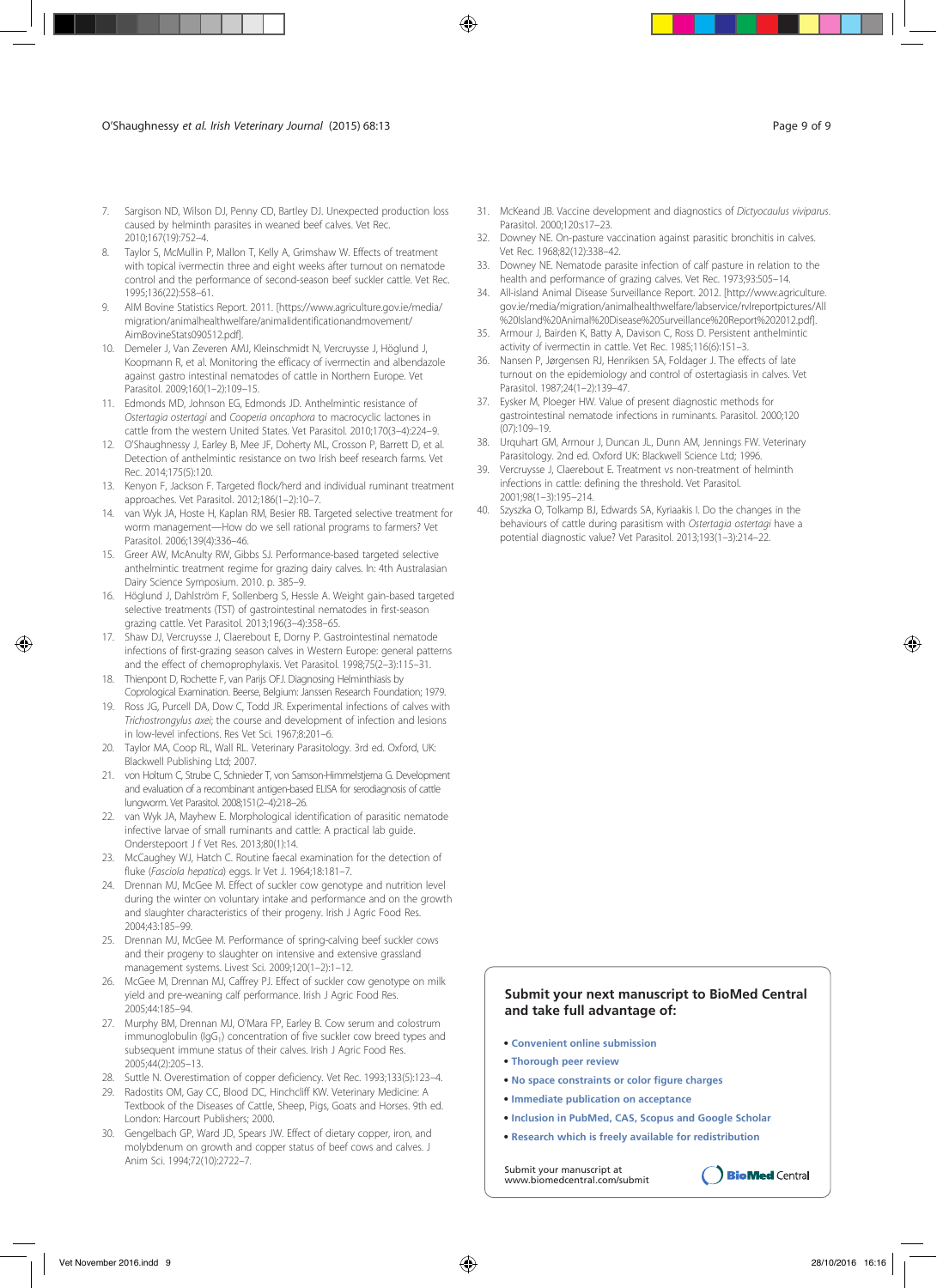7. Sargison ND, Wilson DJ, Penny CD, Bartley DJ. Unexpected production loss caused by helminth parasites in weaned beef calves. Vet Rec. 2010;167(19):752–4.
8. Taylor S, McMullin P, Mallon T, Kelly A, Grimshaw W. Effects of treatment with topical ivermectin three and eight weeks after turnout on nematode control and the performance of second-season beef suckler cattle. Vet Rec. 1995;136(22):558–61.
9. AIM Bovine Statistics Report. 2011. [https://www.agriculture.gov.ie/media/migration/animalhealthwelfare/animalidentificationandmovement/AimBovineStats090512.pdf].
10. Demeler J, Van Zeveren AMJ, Kleinschmidt N, Vercruysse J, Höglund J, Koopmann R, et al. Monitoring the efficacy of ivermectin and albendazole against gastro intestinal nematodes of cattle in Northern Europe. Vet Parasitol. 2009;160(1–2):109–15.
11. Edmonds MD, Johnson EG, Edmonds JD. Anthelmintic resistance of *Ostertagia ostertagi* and *Cooperia oncophora* to macrocyclic lactones in cattle from the western United States. Vet Parasitol. 2010;170(3–4):224–9.
12. O'Shaughnessy J, Earley B, Mee JF, Doherty ML, Crosson P, Barrett D, et al. Detection of anthelmintic resistance on two Irish beef research farms. Vet Rec. 2014;175(5):120.
13. Kenyon F, Jackson F. Targeted flock/herd and individual ruminant treatment approaches. Vet Parasitol. 2012;186(1–2):10–7.
14. van Wyk JA, Hoste H, Kaplan RM, Besier RB. Targeted selective treatment for worm management—How do we sell rational programs to farmers? Vet Parasitol. 2006;139(4):336–46.
15. Greer AW, McAnulty RW, Gibbs SJ. Performance-based targeted selective anthelmintic treatment regime for grazing dairy calves. In: 4th Australasian Dairy Science Symposium. 2010. p. 385–9.
16. Höglund J, Dahlström F, Sollenberg S, Hessle A. Weight gain-based targeted selective treatments (TST) of gastrointestinal nematodes in first-season grazing cattle. Vet Parasitol. 2013;196(3–4):358–65.
17. Shaw DJ, Vercruysse J, Claerebout E, Dorny P. Gastrointestinal nematode infections of first-grazing season calves in Western Europe: general patterns and the effect of chemoprophylaxis. Vet Parasitol. 1998;75(2–3):115–31.
18. Thienpont D, Rochette F, van Parijs OFJ. Diagnosing Helminthiasis by Coprological Examination. Beerse, Belgium: Janssen Research Foundation; 1979.
19. Ross JG, Purcell DA, Dow C, Todd JR. Experimental infections of calves with *Trichostrongylus axei*; the course and development of infection and lesions in low-level infections. Res Vet Sci. 1967;8:201–6.
20. Taylor MA, Coop RL, Wall RL. Veterinary Parasitology. 3rd ed. Oxford, UK: Blackwell Publishing Ltd; 2007.
21. von Holtum C, Strube C, Schnieder T, von Samson-Himmelstjerna G. Development and evaluation of a recombinant antigen-based ELISA for serodiagnosis of cattle lungworm. Vet Parasitol. 2008;151(2–4):218–26.
22. van Wyk JA, Mayhew E. Morphological identification of parasitic nematode infective larvae of small ruminants and cattle: A practical lab guide. Onderstepoort J f Vet Res. 2013;80(1):14.
23. McCaughey WJ, Hatch C. Routine faecal examination for the detection of fluke (*Fasciola hepatica*) eggs. Ir Vet J. 1964;18:181–7.
24. Drennan MJ, McGee M. Effect of suckler cow genotype and nutrition level during the winter on voluntary intake and performance and on the growth and slaughter characteristics of their progeny. Irish J Agric Food Res. 2004;43:185–99.
25. Drennan MJ, McGee M. Performance of spring-calving beef suckler cows and their progeny to slaughter on intensive and extensive grassland management systems. Livest Sci. 2009;120(1–2):1–12.
26. McGee M, Drennan MJ, Caffrey PJ. Effect of suckler cow genotype on milk yield and pre-weaning calf performance. Irish J Agric Food Res. 2005;44:185–94.
27. Murphy BM, Drennan MJ, O'Mara FP, Earley B. Cow serum and colostrum immunoglobulin ($IgG_1$) concentration of five suckler cow breed types and subsequent immune status of their calves. Irish J Agric Food Res. 2005;44(2):205–13.
28. Suttle N. Overestimation of copper deficiency. Vet Rec. 1993;133(5):123–4.
29. Radostits OM, Gay CC, Blood DC, Hinchcliff KW. Veterinary Medicine: A Textbook of the Diseases of Cattle, Sheep, Pigs, Goats and Horses. 9th ed. London: Harcourt Publishers; 2000.
30. Gengelbach GP, Ward JD, Spears JW. Effect of dietary copper, iron, and molybdenum on growth and copper status of beef cows and calves. J Anim Sci. 1994;72(10):2722–7.
31. McKeand JB. Vaccine development and diagnostics of *Dictyocaulus viviparus*. Parasitol. 2000;120:s17–23.
32. Downey NE. On-pasture vaccination against parasitic bronchitis in calves. Vet Rec. 1968;82(12):338–42.
33. Downey NE. Nematode parasite infection of calf pasture in relation to the health and performance of grazing calves. Vet Rec. 1973;93:505–14.
34. All-island Animal Disease Surveillance Report. 2012. [http://www.agriculture.gov.ie/media/migration/animalhealthwelfare/labservice/rvlreportpictures/All%20Island%20Animal%20Disease%20Surveillance%20Report%202012.pdf].
35. Armour J, Bairden K, Batty A, Davison C, Ross D. Persistent anthelmintic activity of ivermectin in cattle. Vet Rec. 1985;116(6):151–3.
36. Nansen P, Jørgensen RJ, Henriksen SA, Foldager J. The effects of late turnout on the epidemiology and control of ostertagiasis in calves. Vet Parasitol. 1987;24(1–2):139–47.
37. Eysker M, Ploeger HW. Value of present diagnostic methods for gastrointestinal nematode infections in ruminants. Parasitol. 2000;120 (07):109–19.
38. Urquhart GM, Armour J, Duncan JL, Dunn AM, Jennings FW. Veterinary Parasitology. 2nd ed. Oxford UK: Blackwell Science Ltd; 1996.
39. Vercruysse J, Claerebout E. Treatment vs non-treatment of helminth infections in cattle: defining the threshold. Vet Parasitol. 2001;98(1–3):195–214.
40. Szyszka O, Tolkamp BJ, Edwards SA, Kyriazakis I. Do the changes in the behaviours of cattle during parasitism with *Ostertagia ostertagi* have a potential diagnostic value? Vet Parasitol. 2013;193(1–3):214–22.

**Submit your next manuscript to BioMed Central and take full advantage of:**

- Convenient online submission
- Thorough peer review
- No space constraints or color figure charges
- Immediate publication on acceptance
- Inclusion in PubMed, CAS, Scopus and Google Scholar
- Research which is freely available for redistribution

Submit your manuscript at www.biomedcentral.com/submit

BioMed Central